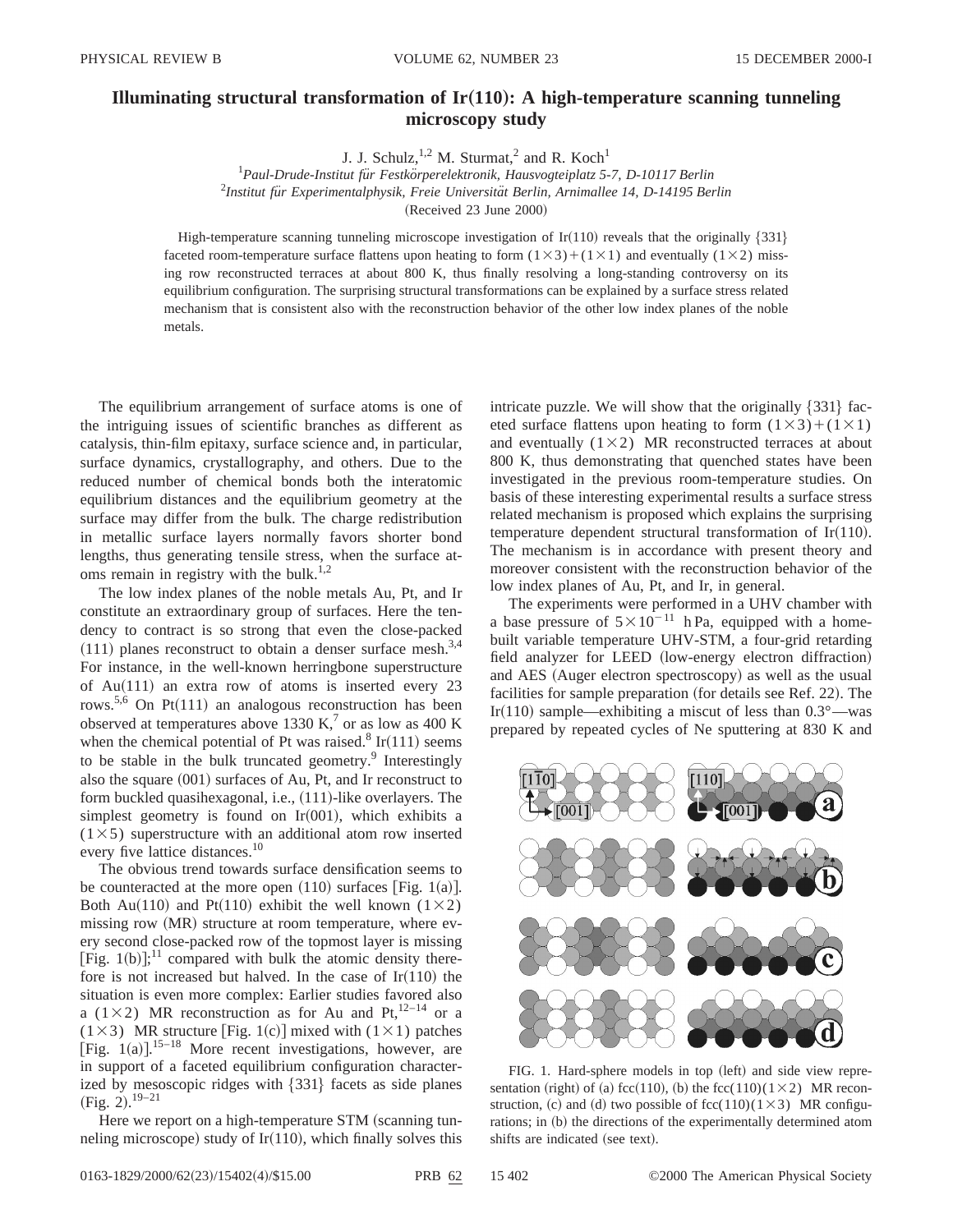# Illuminating structural transformation of Ir(110): A high-temperature scanning tunneling microscopy study

J. J. Schulz,[1,2] M. Sturmat,[2] and R. Koch[1]

[1]*Paul-Drude-Institut für Festkörperelektronik, Hausvogteiplatz 5-7, D-10117 Berlin*

[2]*Institut für Experimentalphysik, Freie Universität Berlin, Arnimallee 14, D-14195 Berlin*

(Received 23 June 2000)

High-temperature scanning tunneling microscope investigation of Ir(110) reveals that the originally {331} faceted room-temperature surface flattens upon heating to form $(1\times3)+(1\times1)$ and eventually $(1\times2)$ missing row reconstructed terraces at about 800 K, thus finally resolving a long-standing controversy on its equilibrium configuration. The surprising structural transformations can be explained by a surface stress related mechanism that is consistent also with the reconstruction behavior of the other low index planes of the noble metals.

The equilibrium arrangement of surface atoms is one of the intriguing issues of scientific branches as different as catalysis, thin-film epitaxy, surface science and, in particular, surface dynamics, crystallography, and others. Due to the reduced number of chemical bonds both the interatomic equilibrium distances and the equilibrium geometry at the surface may differ from the bulk. The charge redistribution in metallic surface layers normally favors shorter bond lengths, thus generating tensile stress, when the surface atoms remain in registry with the bulk.[1,2]

The low index planes of the noble metals Au, Pt, and Ir constitute an extraordinary group of surfaces. Here the tendency to contract is so strong that even the close-packed (111) planes reconstruct to obtain a denser surface mesh.[3,4] For instance, in the well-known herringbone superstructure of Au(111) an extra row of atoms is inserted every 23 rows.[5,6] On Pt(111) an analogous reconstruction has been observed at temperatures above 1330 K,[7] or as low as 400 K when the chemical potential of Pt was raised.[8] Ir(111) seems to be stable in the bulk truncated geometry.[9] Interestingly also the square (001) surfaces of Au, Pt, and Ir reconstruct to form buckled quasihexagonal, i.e., (111)-like overlayers. The simplest geometry is found on Ir(001), which exhibits a $(1\times5)$ superstructure with an additional atom row inserted every five lattice distances.[10]

The obvious trend towards surface densification seems to be counteracted at the more open (110) surfaces [Fig. 1(a)]. Both Au(110) and Pt(110) exhibit the well known $(1\times2)$ missing row (MR) structure at room temperature, where every second close-packed row of the topmost layer is missing [Fig. 1(b)];[11] compared with bulk the atomic density therefore is not increased but halved. In the case of Ir(110) the situation is even more complex: Earlier studies favored also a $(1\times2)$ MR reconstruction as for Au and Pt,[12–14] or a $(1\times3)$ MR structure [Fig. 1(c)] mixed with $(1\times1)$ patches [Fig. 1(a)].[15–18] More recent investigations, however, are in support of a faceted equilibrium configuration characterized by mesoscopic ridges with {331} facets as side planes (Fig. 2).[19–21]

Here we report on a high-temperature STM (scanning tunneling microscope) study of Ir(110), which finally solves this intricate puzzle. We will show that the originally {331} faceted surface flattens upon heating to form $(1\times3)+(1\times1)$ and eventually $(1\times2)$ MR reconstructed terraces at about 800 K, thus demonstrating that quenched states have been investigated in the previous room-temperature studies. On basis of these interesting experimental results a surface stress related mechanism is proposed which explains the surprising temperature dependent structural transformation of Ir(110). The mechanism is in accordance with present theory and moreover consistent with the reconstruction behavior of the low index planes of Au, Pt, and Ir, in general.

The experiments were performed in a UHV chamber with a base pressure of $5\times10^{-11}$ hPa, equipped with a home-built variable temperature UHV-STM, a four-grid retarding field analyzer for LEED (low-energy electron diffraction) and AES (Auger electron spectroscopy) as well as the usual facilities for sample preparation (for details see Ref. 22). The Ir(110) sample—exhibiting a miscut of less than 0.3°—was prepared by repeated cycles of Ne sputtering at 830 K and

FIG. 1. Hard-sphere models in top (left) and side view representation (right) of (a) fcc(110), (b) the fcc(110)$(1\times2)$ MR reconstruction, (c) and (d) two possible of fcc(110)$(1\times3)$ MR configurations; in (b) the directions of the experimentally determined atom shifts are indicated (see text).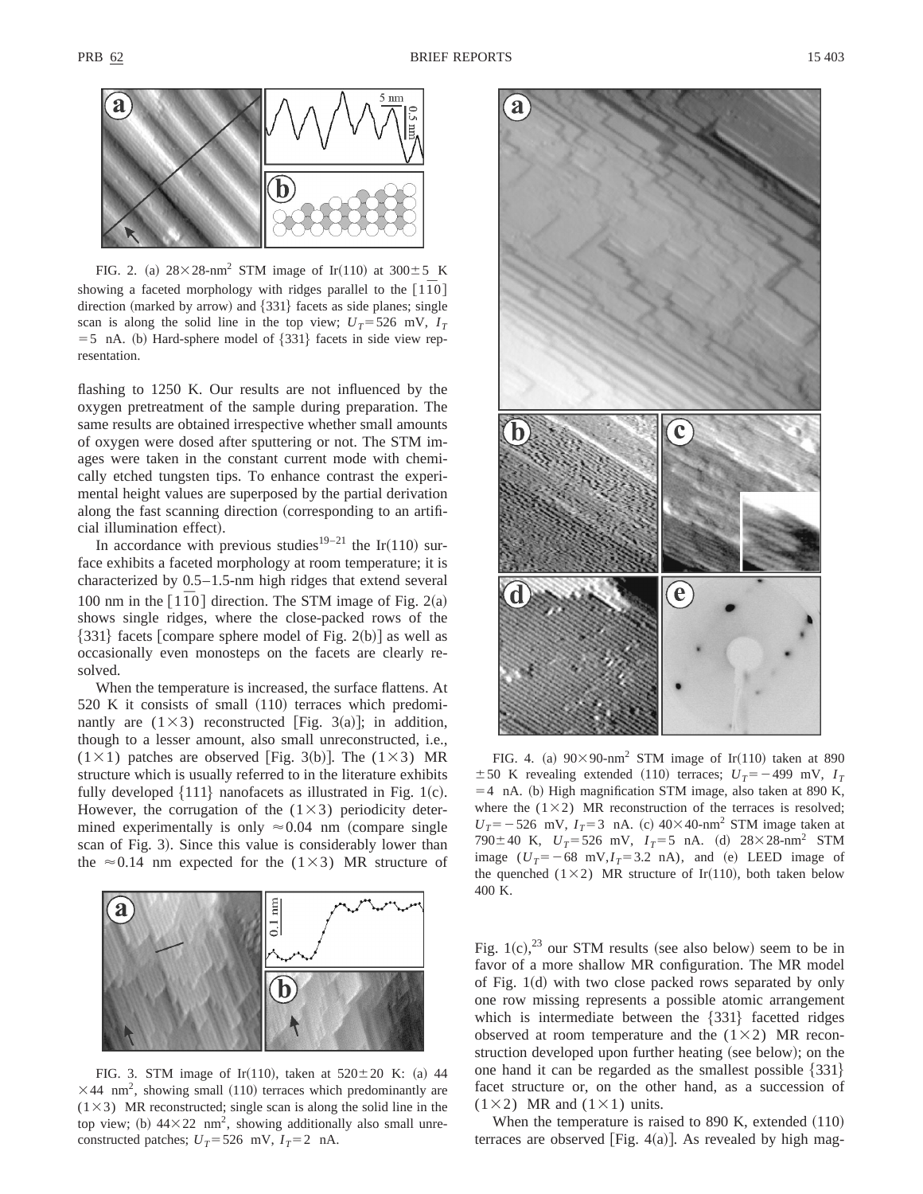FIG. 2. (a) $28\times28$-nm$^2$ STM image of Ir(110) at $300\pm5$ K showing a faceted morphology with ridges parallel to the $[1\bar{1}0]$ direction (marked by arrow) and {331} facets as side planes; single scan is along the solid line in the top view; $U_T=526$ mV, $I_T=5$ nA. (b) Hard-sphere model of {331} facets in side view representation.

flashing to 1250 K. Our results are not influenced by the oxygen pretreatment of the sample during preparation. The same results are obtained irrespective whether small amounts of oxygen were dosed after sputtering or not. The STM images were taken in the constant current mode with chemically etched tungsten tips. To enhance contrast the experimental height values are superposed by the partial derivation along the fast scanning direction (corresponding to an artificial illumination effect).

In accordance with previous studies[19–21] the Ir(110) surface exhibits a faceted morphology at room temperature; it is characterized by 0.5–1.5-nm high ridges that extend several 100 nm in the $[1\bar{1}0]$ direction. The STM image of Fig. 2(a) shows single ridges, where the close-packed rows of the {331} facets [compare sphere model of Fig. 2(b)] as well as occasionally even monosteps on the facets are clearly resolved.

When the temperature is increased, the surface flattens. At 520 K it consists of small (110) terraces which predominantly are $(1\times3)$ reconstructed [Fig. 3(a)]; in addition, though to a lesser amount, also small unreconstructed, i.e., $(1\times1)$ patches are observed [Fig. 3(b)]. The $(1\times3)$ MR structure which is usually referred to in the literature exhibits fully developed {111} nanofacets as illustrated in Fig. 1(c). However, the corrugation of the $(1\times3)$ periodicity determined experimentally is only $\approx0.04$ nm (compare single scan of Fig. 3). Since this value is considerably lower than the $\approx0.14$ nm expected for the $(1\times3)$ MR structure of Fig. 1(c),[23] our STM results (see also below) seem to be in favor of a more shallow MR configuration. The MR model of Fig. 1(d) with two close packed rows separated by only one row missing represents a possible atomic arrangement which is intermediate between the {331} facetted ridges observed at room temperature and the $(1\times2)$ MR reconstruction developed upon further heating (see below); on the one hand it can be regarded as the smallest possible {331} facet structure or, on the other hand, as a succession of $(1\times2)$ MR and $(1\times1)$ units.

FIG. 3. STM image of Ir(110), taken at $520\pm20$ K: (a) $44\times44$ nm$^2$, showing small (110) terraces which predominantly are $(1\times3)$ MR reconstructed; single scan is along the solid line in the top view; (b) $44\times22$ nm$^2$, showing additionally also small unreconstructed patches; $U_T=526$ mV, $I_T=2$ nA.

FIG. 4. (a) $90\times90$-nm$^2$ STM image of Ir(110) taken at $890\pm50$ K revealing extended (110) terraces; $U_T=-499$ mV, $I_T=4$ nA. (b) High magnification STM image, also taken at 890 K, where the $(1\times2)$ MR reconstruction of the terraces is resolved; $U_T=-526$ mV, $I_T=3$ nA. (c) $40\times40$-nm$^2$ STM image taken at $790\pm40$ K, $U_T=526$ mV, $I_T=5$ nA. (d) $28\times28$-nm$^2$ STM image ($U_T=-68$ mV, $I_T=3.2$ nA), and (e) LEED image of the quenched $(1\times2)$ MR structure of Ir(110), both taken below 400 K.

When the temperature is raised to 890 K, extended (110) terraces are observed [Fig. 4(a)]. As revealed by high mag-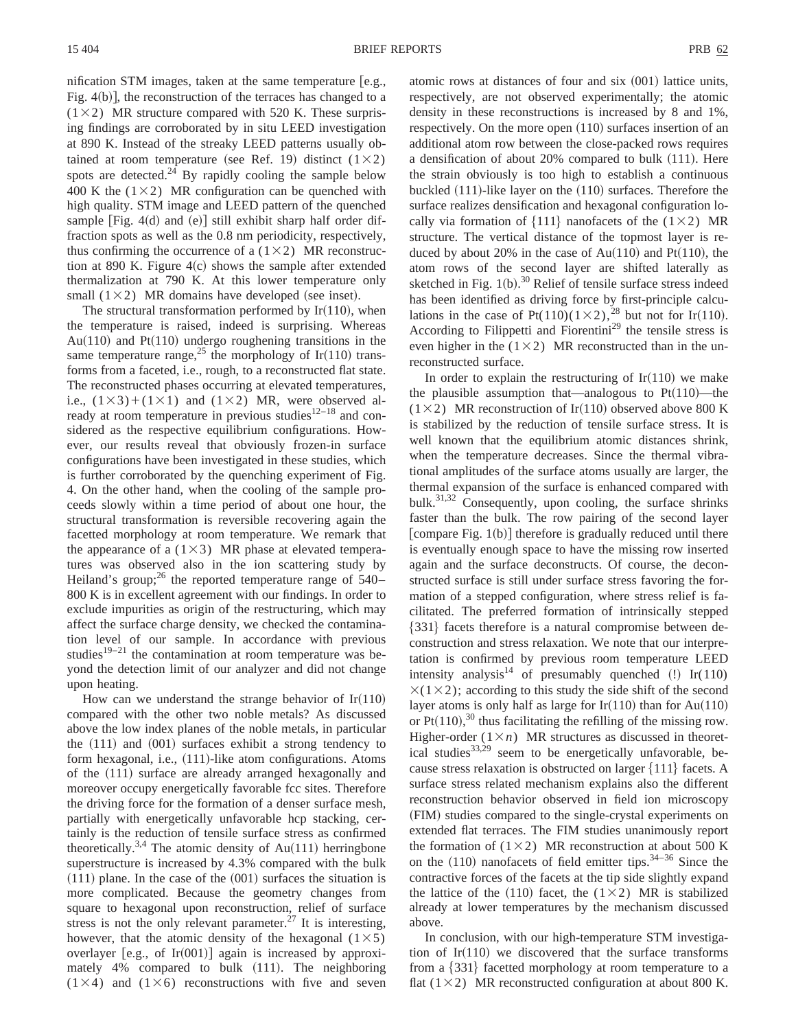nification STM images, taken at the same temperature [e.g., Fig. 4(b)], the reconstruction of the terraces has changed to a $(1\times2)$ MR structure compared with 520 K. These surprising findings are corroborated by in situ LEED investigation at 890 K. Instead of the streaky LEED patterns usually obtained at room temperature (see Ref. 19) distinct $(1\times2)$ spots are detected.[24] By rapidly cooling the sample below 400 K the $(1\times2)$ MR configuration can be quenched with high quality. STM image and LEED pattern of the quenched sample [Fig. 4(d) and (e)] still exhibit sharp half order diffraction spots as well as the 0.8 nm periodicity, respectively, thus confirming the occurrence of a $(1\times2)$ MR reconstruction at 890 K. Figure 4(c) shows the sample after extended thermalization at 790 K. At this lower temperature only small $(1\times2)$ MR domains have developed (see inset).

The structural transformation performed by Ir(110), when the temperature is raised, indeed is surprising. Whereas Au(110) and Pt(110) undergo roughening transitions in the same temperature range,[25] the morphology of Ir(110) transforms from a faceted, i.e., rough, to a reconstructed flat state. The reconstructed phases occurring at elevated temperatures, i.e., $(1\times3)+(1\times1)$ and $(1\times2)$ MR, were observed already at room temperature in previous studies[12–18] and considered as the respective equilibrium configurations. However, our results reveal that obviously frozen-in surface configurations have been investigated in these studies, which is further corroborated by the quenching experiment of Fig. 4. On the other hand, when the cooling of the sample proceeds slowly within a time period of about one hour, the structural transformation is reversible recovering again the facetted morphology at room temperature. We remark that the appearance of a $(1\times3)$ MR phase at elevated temperatures was observed also in the ion scattering study by Heiland's group;[26] the reported temperature range of 540–800 K is in excellent agreement with our findings. In order to exclude impurities as origin of the restructuring, which may affect the surface charge density, we checked the contamination level of our sample. In accordance with previous studies[19–21] the contamination at room temperature was beyond the detection limit of our analyzer and did not change upon heating.

How can we understand the strange behavior of Ir(110) compared with the other two noble metals? As discussed above the low index planes of the noble metals, in particular the (111) and (001) surfaces exhibit a strong tendency to form hexagonal, i.e., (111)-like atom configurations. Atoms of the (111) surface are already arranged hexagonally and moreover occupy energetically favorable fcc sites. Therefore the driving force for the formation of a denser surface mesh, partially with energetically unfavorable hcp stacking, certainly is the reduction of tensile surface stress as confirmed theoretically.[3,4] The atomic density of Au(111) herringbone superstructure is increased by 4.3% compared with the bulk (111) plane. In the case of the (001) surfaces the situation is more complicated. Because the geometry changes from square to hexagonal upon reconstruction, relief of surface stress is not the only relevant parameter.[27] It is interesting, however, that the atomic density of the hexagonal $(1\times5)$ overlayer [e.g., of Ir(001)] again is increased by approximately 4% compared to bulk (111). The neighboring $(1\times4)$ and $(1\times6)$ reconstructions with five and seven atomic rows at distances of four and six (001) lattice units, respectively, are not observed experimentally; the atomic density in these reconstructions is increased by 8 and 1%, respectively. On the more open (110) surfaces insertion of an additional atom row between the close-packed rows requires a densification of about 20% compared to bulk (111). Here the strain obviously is too high to establish a continuous buckled (111)-like layer on the (110) surfaces. Therefore the surface realizes densification and hexagonal configuration locally via formation of {111} nanofacets of the $(1\times2)$ MR structure. The vertical distance of the topmost layer is reduced by about 20% in the case of Au(110) and Pt(110), the atom rows of the second layer are shifted laterally as sketched in Fig. 1(b).[30] Relief of tensile surface stress indeed has been identified as driving force by first-principle calculations in the case of Pt(110)$(1\times2)$,[28] but not for Ir(110). According to Filippetti and Fiorentini[29] the tensile stress is even higher in the $(1\times2)$ MR reconstructed than in the unreconstructed surface.

In order to explain the restructuring of Ir(110) we make the plausible assumption that—analogous to Pt(110)—the $(1\times2)$ MR reconstruction of Ir(110) observed above 800 K is stabilized by the reduction of tensile surface stress. It is well known that the equilibrium atomic distances shrink, when the temperature decreases. Since the thermal vibrational amplitudes of the surface atoms usually are larger, the thermal expansion of the surface is enhanced compared with bulk.[31,32] Consequently, upon cooling, the surface shrinks faster than the bulk. The row pairing of the second layer [compare Fig. 1(b)] therefore is gradually reduced until there is eventually enough space to have the missing row inserted again and the surface deconstructs. Of course, the deconstructed surface is still under surface stress favoring the formation of a stepped configuration, where stress relief is facilitated. The preferred formation of intrinsically stepped {331} facets therefore is a natural compromise between deconstruction and stress relaxation. We note that our interpretation is confirmed by previous room temperature LEED intensity analysis[14] of presumably quenched (!) Ir(110)$\times(1\times2)$; according to this study the side shift of the second layer atoms is only half as large for Ir(110) than for Au(110) or Pt(110),[30] thus facilitating the refilling of the missing row. Higher-order $(1\times n)$ MR structures as discussed in theoretical studies[33,29] seem to be energetically unfavorable, because stress relaxation is obstructed on larger {111} facets. A surface stress related mechanism explains also the different reconstruction behavior observed in field ion microscopy (FIM) studies compared to the single-crystal experiments on extended flat terraces. The FIM studies unanimously report the formation of $(1\times2)$ MR reconstruction at about 500 K on the (110) nanofacets of field emitter tips.[34–36] Since the contractive forces of the facets at the tip side slightly expand the lattice of the (110) facet, the $(1\times2)$ MR is stabilized already at lower temperatures by the mechanism discussed above.

In conclusion, with our high-temperature STM investigation of Ir(110) we discovered that the surface transforms from a {331} facetted morphology at room temperature to a flat $(1\times2)$ MR reconstructed configuration at about 800 K.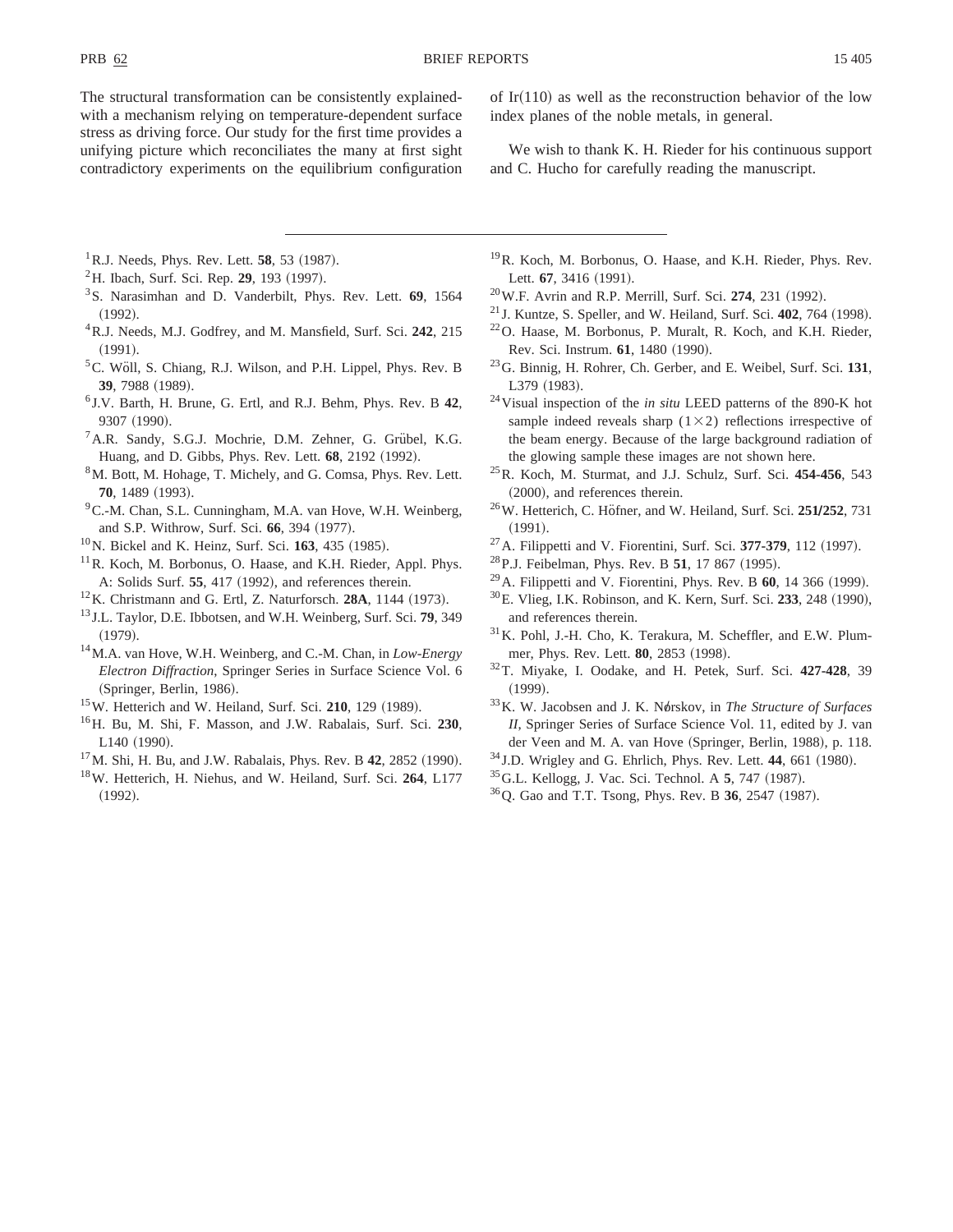The structural transformation can be consistently explained-with a mechanism relying on temperature-dependent surface stress as driving force. Our study for the first time provides a unifying picture which reconciliates the many at first sight contradictory experiments on the equilibrium configuration of Ir(110) as well as the reconstruction behavior of the low index planes of the noble metals, in general.

We wish to thank K. H. Rieder for his continuous support and C. Hucho for carefully reading the manuscript.

---

[1] R.J. Needs, Phys. Rev. Lett. **58**, 53 (1987).

[2] H. Ibach, Surf. Sci. Rep. **29**, 193 (1997).

[3] S. Narasimhan and D. Vanderbilt, Phys. Rev. Lett. **69**, 1564 (1992).

[4] R.J. Needs, M.J. Godfrey, and M. Mansfield, Surf. Sci. **242**, 215 (1991).

[5] C. Wöll, S. Chiang, R.J. Wilson, and P.H. Lippel, Phys. Rev. B **39**, 7988 (1989).

[6] J.V. Barth, H. Brune, G. Ertl, and R.J. Behm, Phys. Rev. B **42**, 9307 (1990).

[7] A.R. Sandy, S.G.J. Mochrie, D.M. Zehner, G. Grübel, K.G. Huang, and D. Gibbs, Phys. Rev. Lett. **68**, 2192 (1992).

[8] M. Bott, M. Hohage, T. Michely, and G. Comsa, Phys. Rev. Lett. **70**, 1489 (1993).

[9] C.-M. Chan, S.L. Cunningham, M.A. van Hove, W.H. Weinberg, and S.P. Withrow, Surf. Sci. **66**, 394 (1977).

[10] N. Bickel and K. Heinz, Surf. Sci. **163**, 435 (1985).

[11] R. Koch, M. Borbonus, O. Haase, and K.H. Rieder, Appl. Phys. A: Solids Surf. **55**, 417 (1992), and references therein.

[12] K. Christmann and G. Ertl, Z. Naturforsch. **28A**, 1144 (1973).

[13] J.L. Taylor, D.E. Ibbotsen, and W.H. Weinberg, Surf. Sci. **79**, 349 (1979).

[14] M.A. van Hove, W.H. Weinberg, and C.-M. Chan, in *Low-Energy Electron Diffraction*, Springer Series in Surface Science Vol. 6 (Springer, Berlin, 1986).

[15] W. Hetterich and W. Heiland, Surf. Sci. **210**, 129 (1989).

[16] H. Bu, M. Shi, F. Masson, and J.W. Rabalais, Surf. Sci. **230**, L140 (1990).

[17] M. Shi, H. Bu, and J.W. Rabalais, Phys. Rev. B **42**, 2852 (1990).

[18] W. Hetterich, H. Niehus, and W. Heiland, Surf. Sci. **264**, L177 (1992).

[19] R. Koch, M. Borbonus, O. Haase, and K.H. Rieder, Phys. Rev. Lett. **67**, 3416 (1991).

[20] W.F. Avrin and R.P. Merrill, Surf. Sci. **274**, 231 (1992).

[21] J. Kuntze, S. Speller, and W. Heiland, Surf. Sci. **402**, 764 (1998).

[22] O. Haase, M. Borbonus, P. Muralt, R. Koch, and K.H. Rieder, Rev. Sci. Instrum. **61**, 1480 (1990).

[23] G. Binnig, H. Rohrer, Ch. Gerber, and E. Weibel, Surf. Sci. **131**, L379 (1983).

[24] Visual inspection of the *in situ* LEED patterns of the 890-K hot sample indeed reveals sharp $(1\times2)$ reflections irrespective of the beam energy. Because of the large background radiation of the glowing sample these images are not shown here.

[25] R. Koch, M. Sturmat, and J.J. Schulz, Surf. Sci. **454-456**, 543 (2000), and references therein.

[26] W. Hetterich, C. Höfner, and W. Heiland, Surf. Sci. **251/252**, 731 (1991).

[27] A. Filippetti and V. Fiorentini, Surf. Sci. **377-379**, 112 (1997).

[28] P.J. Feibelman, Phys. Rev. B **51**, 17 867 (1995).

[29] A. Filippetti and V. Fiorentini, Phys. Rev. B **60**, 14 366 (1999).

[30] E. Vlieg, I.K. Robinson, and K. Kern, Surf. Sci. **233**, 248 (1990), and references therein.

[31] K. Pohl, J.-H. Cho, K. Terakura, M. Scheffler, and E.W. Plummer, Phys. Rev. Lett. **80**, 2853 (1998).

[32] T. Miyake, I. Oodake, and H. Petek, Surf. Sci. **427-428**, 39 (1999).

[33] K. W. Jacobsen and J. K. Nørskov, in *The Structure of Surfaces II*, Springer Series of Surface Science Vol. 11, edited by J. van der Veen and M. A. van Hove (Springer, Berlin, 1988), p. 118.

[34] J.D. Wrigley and G. Ehrlich, Phys. Rev. Lett. **44**, 661 (1980).

[35] G.L. Kellogg, J. Vac. Sci. Technol. A **5**, 747 (1987).

[36] Q. Gao and T.T. Tsong, Phys. Rev. B **36**, 2547 (1987).